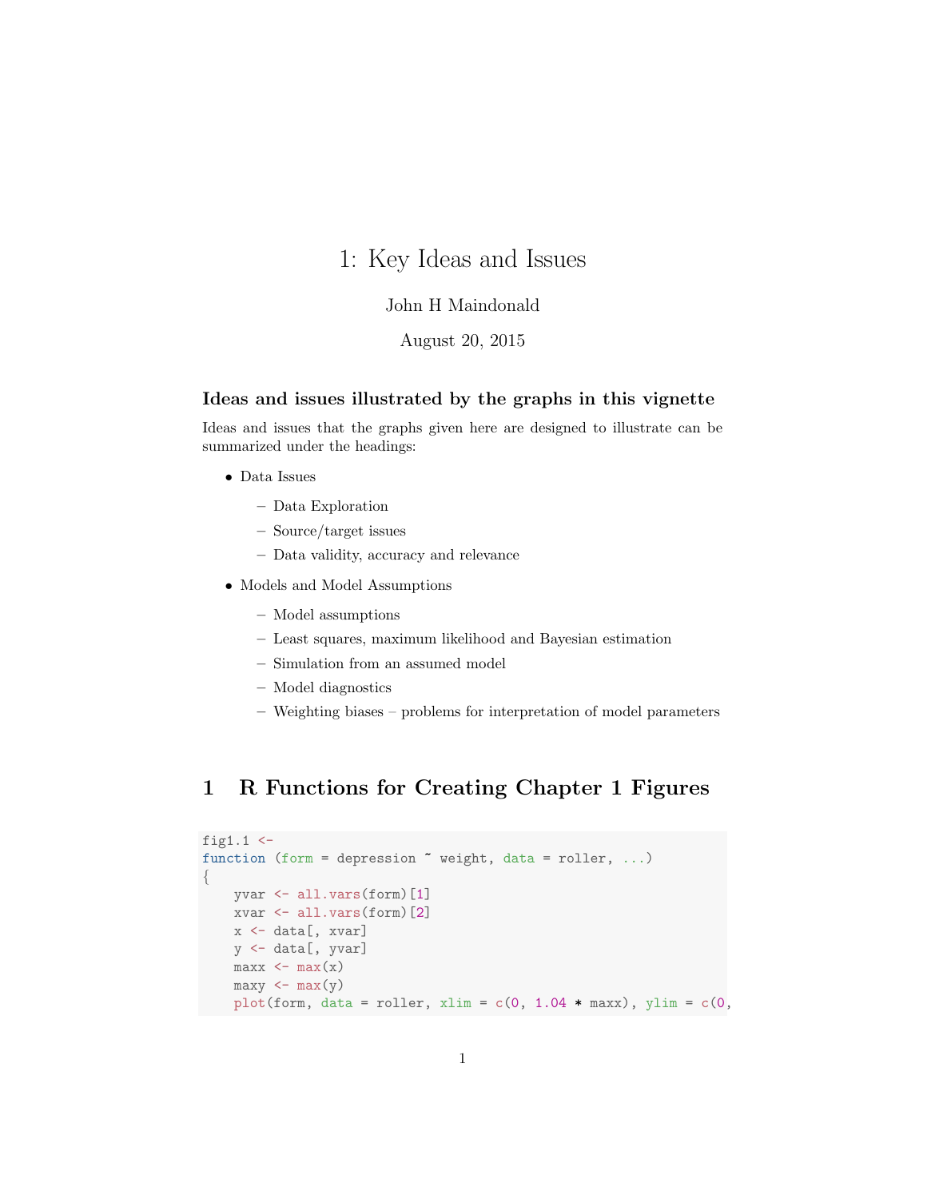# 1: Key Ideas and Issues

John H Maindonald

August 20, 2015

### Ideas and issues illustrated by the graphs in this vignette

Ideas and issues that the graphs given here are designed to illustrate can be summarized under the headings:

- Data Issues
  - Data Exploration
  - Source/target issues
  - Data validity, accuracy and relevance
- Models and Model Assumptions
  - Model assumptions
  - Least squares, maximum likelihood and Bayesian estimation
  - Simulation from an assumed model
  - Model diagnostics
  - Weighting biases – problems for interpretation of model parameters

## 1 R Functions for Creating Chapter 1 Figures

```
fig1.1 <-
function (form = depression ~ weight, data = roller, ...)
{
    yvar <- all.vars(form)[1]
    xvar <- all.vars(form)[2]
    x <- data[, xvar]
    y <- data[, yvar]
    maxx <- max(x)
    maxy <- max(y)
    plot(form, data = roller, xlim = c(0, 1.04 * maxx), ylim = c(0,
```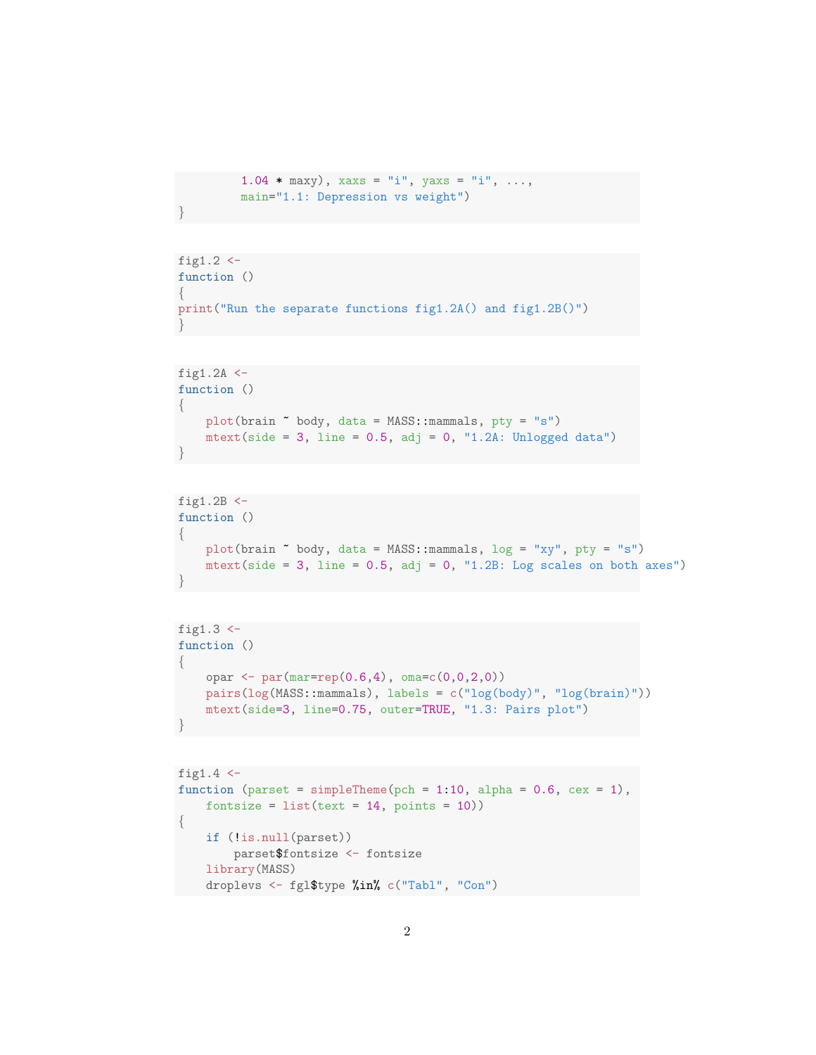```
        1.04 * maxy), xaxs = "i", yaxs = "i", ...,
        main="1.1: Depression vs weight")
}
```

```
fig1.2 <-
function ()
{
print("Run the separate functions fig1.2A() and fig1.2B()")
}
```

```
fig1.2A <-
function ()
{
    plot(brain ~ body, data = MASS::mammals, pty = "s")
    mtext(side = 3, line = 0.5, adj = 0, "1.2A: Unlogged data")
}
```

```
fig1.2B <-
function ()
{
    plot(brain ~ body, data = MASS::mammals, log = "xy", pty = "s")
    mtext(side = 3, line = 0.5, adj = 0, "1.2B: Log scales on both axes")
}
```

```
fig1.3 <-
function ()
{
    opar <- par(mar=rep(0.6,4), oma=c(0,0,2,0))
    pairs(log(MASS::mammals), labels = c("log(body)", "log(brain)"))
    mtext(side=3, line=0.75, outer=TRUE, "1.3: Pairs plot")
}
```

```
fig1.4 <-
function (parset = simpleTheme(pch = 1:10, alpha = 0.6, cex = 1),
    fontsize = list(text = 14, points = 10))
{
    if (!is.null(parset))
        parset$fontsize <- fontsize
    library(MASS)
    droplevs <- fgl$type %in% c("Tabl", "Con")
```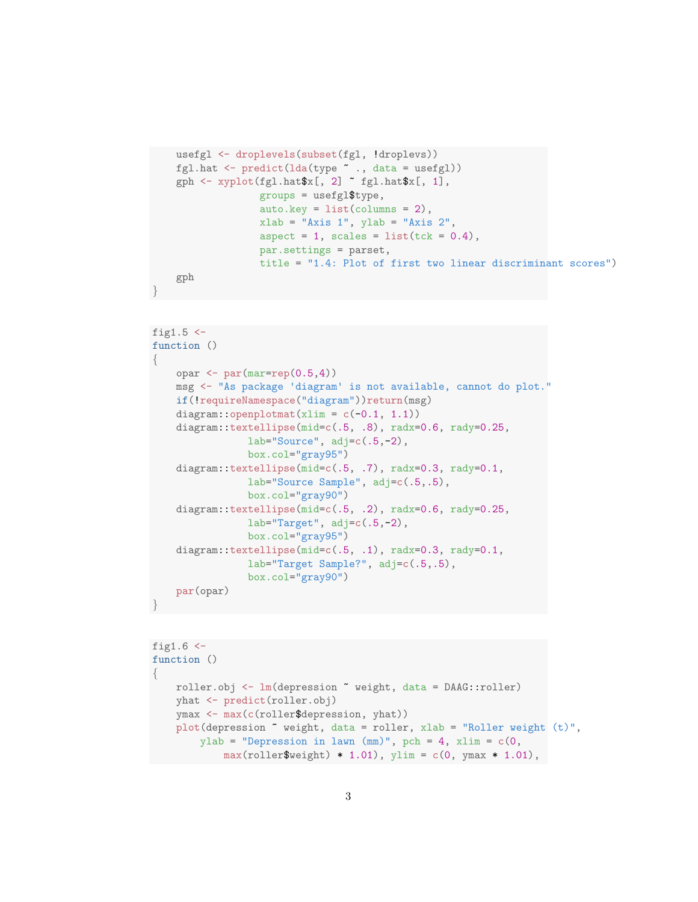```r
    usefgl <- droplevels(subset(fgl, !droplevs))
    fgl.hat <- predict(lda(type ~ ., data = usefgl))
    gph <- xyplot(fgl.hat$x[, 2] ~ fgl.hat$x[, 1],
                  groups = usefgl$type,
                  auto.key = list(columns = 2),
                  xlab = "Axis 1", ylab = "Axis 2",
                  aspect = 1, scales = list(tck = 0.4),
                  par.settings = parset,
                  title = "1.4: Plot of first two linear discriminant scores")
    gph
}
```

```r
fig1.5 <-
function ()
{
    opar <- par(mar=rep(0.5,4))
    msg <- "As package 'diagram' is not available, cannot do plot."
    if(!requireNamespace("diagram"))return(msg)
    diagram::openplotmat(xlim = c(-0.1, 1.1))
    diagram::textellipse(mid=c(.5, .8), radx=0.6, rady=0.25,
                 lab="Source", adj=c(.5,-2),
                 box.col="gray95")
    diagram::textellipse(mid=c(.5, .7), radx=0.3, rady=0.1,
                 lab="Source Sample", adj=c(.5,.5),
                 box.col="gray90")
    diagram::textellipse(mid=c(.5, .2), radx=0.6, rady=0.25,
                 lab="Target", adj=c(.5,-2),
                 box.col="gray95")
    diagram::textellipse(mid=c(.5, .1), radx=0.3, rady=0.1,
                 lab="Target Sample?", adj=c(.5,.5),
                 box.col="gray90")
    par(opar)
}
```

```r
fig1.6 <-
function ()
{
    roller.obj <- lm(depression ~ weight, data = DAAG::roller)
    yhat <- predict(roller.obj)
    ymax <- max(c(roller$depression, yhat))
    plot(depression ~ weight, data = roller, xlab = "Roller weight (t)",
        ylab = "Depression in lawn (mm)", pch = 4, xlim = c(0,
            max(roller$weight) * 1.01), ylim = c(0, ymax * 1.01),
```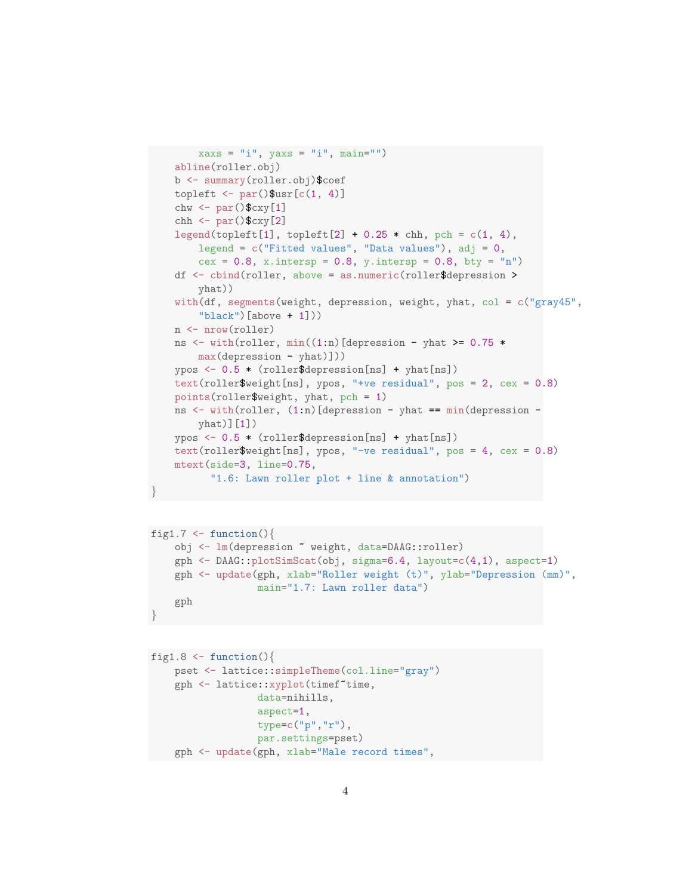```
        xaxs = "i", yaxs = "i", main="")
    abline(roller.obj)
    b <- summary(roller.obj)$coef
    topleft <- par()$usr[c(1, 4)]
    chw <- par()$cxy[1]
    chh <- par()$cxy[2]
    legend(topleft[1], topleft[2] + 0.25 * chh, pch = c(1, 4),
        legend = c("Fitted values", "Data values"), adj = 0,
        cex = 0.8, x.intersp = 0.8, y.intersp = 0.8, bty = "n")
    df <- cbind(roller, above = as.numeric(roller$depression >
        yhat))
    with(df, segments(weight, depression, weight, yhat, col = c("gray45",
        "black")[above + 1]))
    n <- nrow(roller)
    ns <- with(roller, min((1:n)[depression - yhat >= 0.75 *
        max(depression - yhat)]))
    ypos <- 0.5 * (roller$depression[ns] + yhat[ns])
    text(roller$weight[ns], ypos, "+ve residual", pos = 2, cex = 0.8)
    points(roller$weight, yhat, pch = 1)
    ns <- with(roller, (1:n)[depression - yhat == min(depression -
        yhat)][1])
    ypos <- 0.5 * (roller$depression[ns] + yhat[ns])
    text(roller$weight[ns], ypos, "-ve residual", pos = 4, cex = 0.8)
    mtext(side=3, line=0.75,
          "1.6: Lawn roller plot + line & annotation")
}
```

```
fig1.7 <- function(){
    obj <- lm(depression ~ weight, data=DAAG::roller)
    gph <- DAAG::plotSimScat(obj, sigma=6.4, layout=c(4,1), aspect=1)
    gph <- update(gph, xlab="Roller weight (t)", ylab="Depression (mm)",
                  main="1.7: Lawn roller data")
    gph
}
```

```
fig1.8 <- function(){
    pset <- lattice::simpleTheme(col.line="gray")
    gph <- lattice::xyplot(timef~time,
                  data=nihills,
                  aspect=1,
                  type=c("p","r"),
                  par.settings=pset)
    gph <- update(gph, xlab="Male record times",
```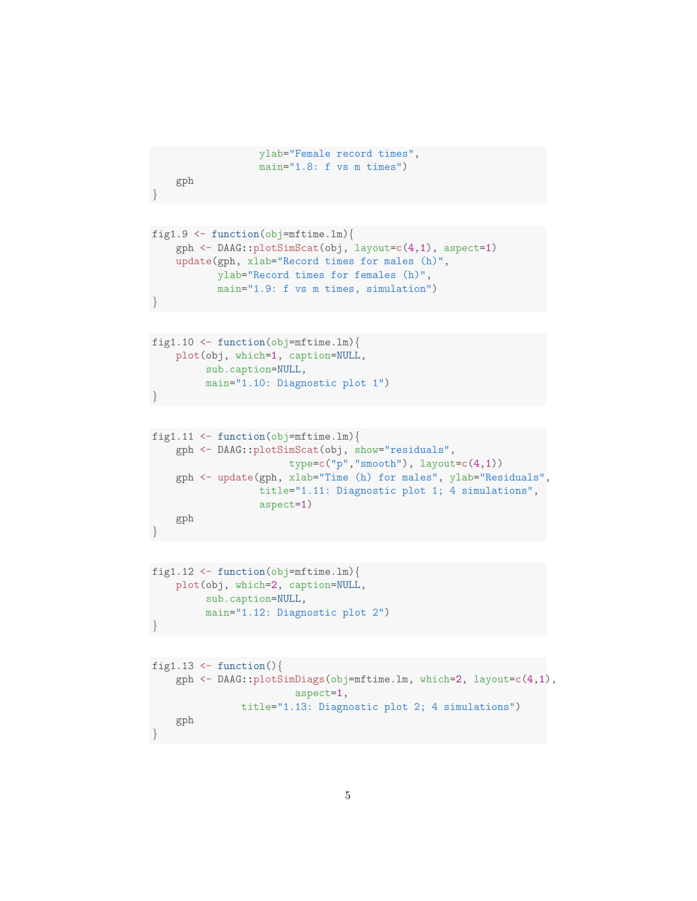```
                  ylab="Female record times",
                  main="1.8: f vs m times")
    gph
}
```

```
fig1.9 <- function(obj=mftime.lm){
    gph <- DAAG::plotSimScat(obj, layout=c(4,1), aspect=1)
    update(gph, xlab="Record times for males (h)",
           ylab="Record times for females (h)",
           main="1.9: f vs m times, simulation")
}
```

```
fig1.10 <- function(obj=mftime.lm){
    plot(obj, which=1, caption=NULL,
         sub.caption=NULL,
         main="1.10: Diagnostic plot 1")
}
```

```
fig1.11 <- function(obj=mftime.lm){
    gph <- DAAG::plotSimScat(obj, show="residuals",
                     type=c("p","smooth"), layout=c(4,1))
    gph <- update(gph, xlab="Time (h) for males", ylab="Residuals",
                  title="1.11: Diagnostic plot 1; 4 simulations",
                  aspect=1)
    gph
}
```

```
fig1.12 <- function(obj=mftime.lm){
    plot(obj, which=2, caption=NULL,
         sub.caption=NULL,
         main="1.12: Diagnostic plot 2")
}
```

```
fig1.13 <- function(){
    gph <- DAAG::plotSimDiags(obj=mftime.lm, which=2, layout=c(4,1),
                     aspect=1,
              title="1.13: Diagnostic plot 2; 4 simulations")
    gph
}
```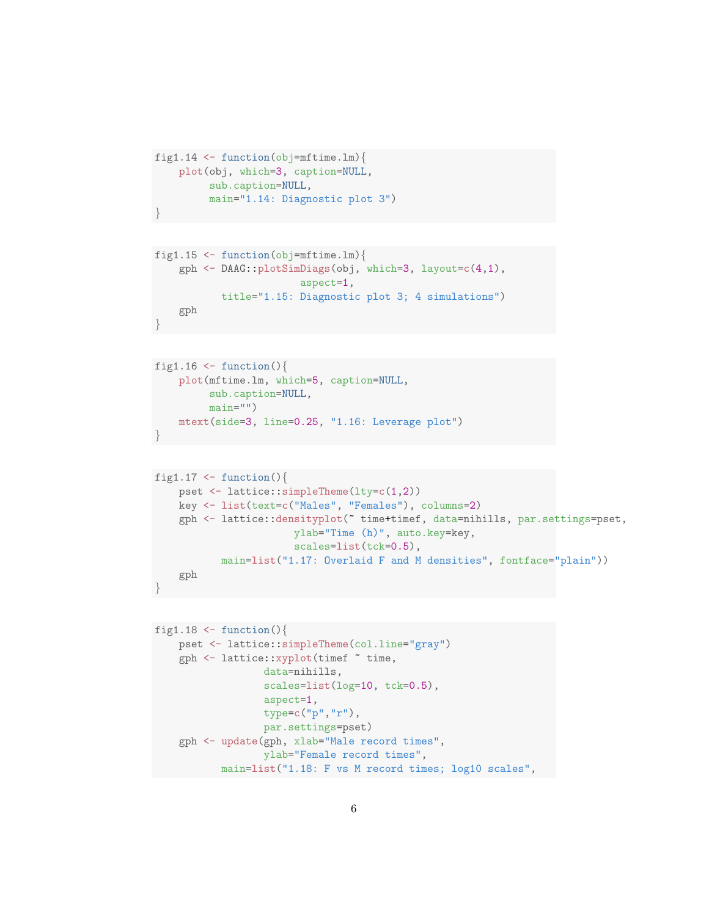```r
fig1.14 <- function(obj=mftime.lm){
    plot(obj, which=3, caption=NULL,
         sub.caption=NULL,
         main="1.14: Diagnostic plot 3")
}
```

```r
fig1.15 <- function(obj=mftime.lm){
    gph <- DAAG::plotSimDiags(obj, which=3, layout=c(4,1),
                              aspect=1,
          title="1.15: Diagnostic plot 3; 4 simulations")
    gph
}
```

```r
fig1.16 <- function(){
    plot(mftime.lm, which=5, caption=NULL,
         sub.caption=NULL,
         main="")
    mtext(side=3, line=0.25, "1.16: Leverage plot")
}
```

```r
fig1.17 <- function(){
    pset <- lattice::simpleTheme(lty=c(1,2))
    key <- list(text=c("Males", "Females"), columns=2)
    gph <- lattice::densityplot(~ time+timef, data=nihills, par.settings=pset,
                         ylab="Time (h)", auto.key=key,
                         scales=list(tck=0.5),
          main=list("1.17: Overlaid F and M densities", fontface="plain"))
    gph
}
```

```r
fig1.18 <- function(){
    pset <- lattice::simpleTheme(col.line="gray")
    gph <- lattice::xyplot(timef ~ time,
                  data=nihills,
                  scales=list(log=10, tck=0.5),
                  aspect=1,
                  type=c("p","r"),
                  par.settings=pset)
    gph <- update(gph, xlab="Male record times",
                  ylab="Female record times",
          main=list("1.18: F vs M record times; log10 scales",
```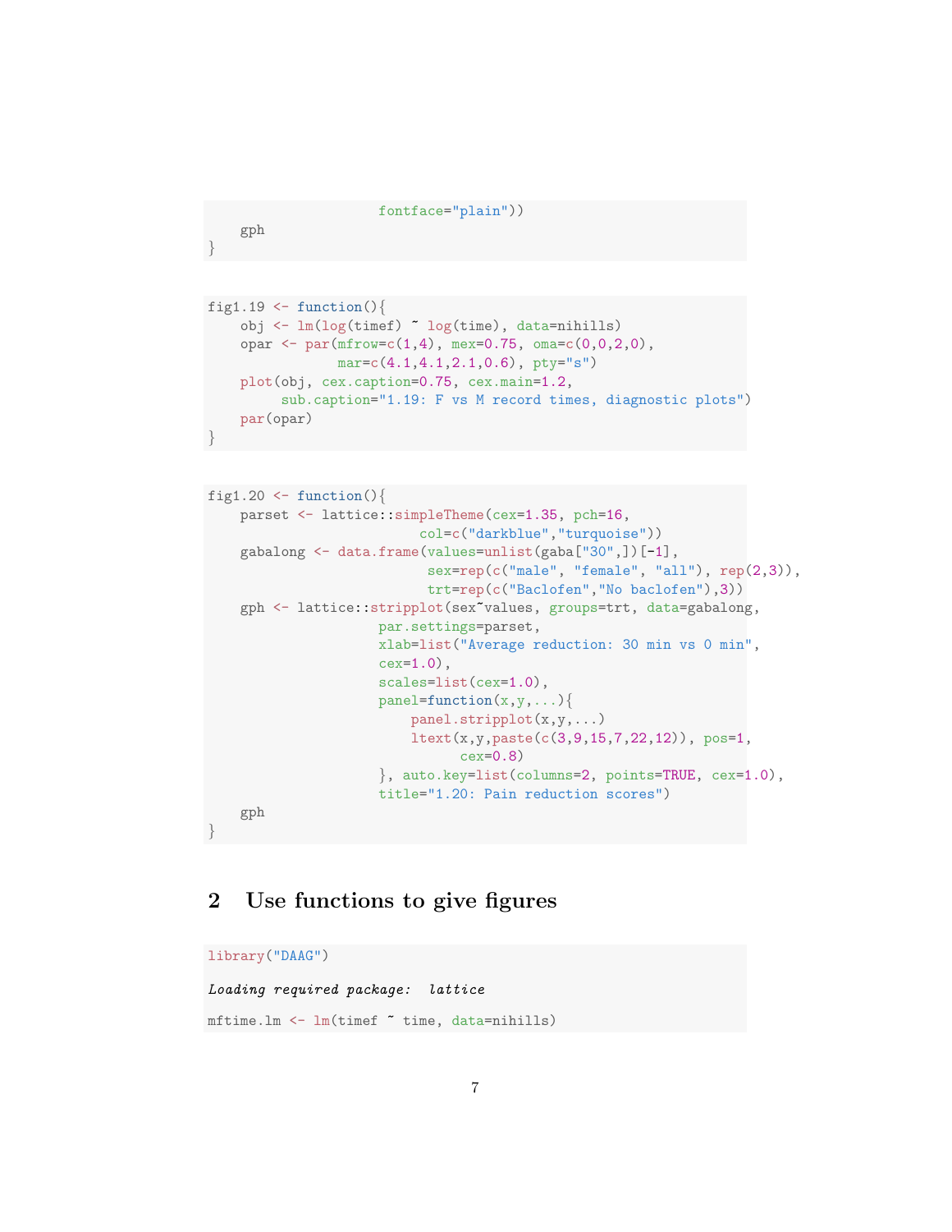```
                        fontface="plain"))
    gph
}
```

```
fig1.19 <- function(){
    obj <- lm(log(timef) ~ log(time), data=nihills)
    opar <- par(mfrow=c(1,4), mex=0.75, oma=c(0,0,2,0),
                mar=c(4.1,4.1,2.1,0.6), pty="s")
    plot(obj, cex.caption=0.75, cex.main=1.2,
         sub.caption="1.19: F vs M record times, diagnostic plots")
    par(opar)
}
```

```
fig1.20 <- function(){
    parset <- lattice::simpleTheme(cex=1.35, pch=16,
                             col=c("darkblue","turquoise"))
    gabalong <- data.frame(values=unlist(gaba["30",])[-1],
                           sex=rep(c("male", "female", "all"), rep(2,3)),
                           trt=rep(c("Baclofen","No baclofen"),3))
    gph <- lattice::stripplot(sex~values, groups=trt, data=gabalong,
                    par.settings=parset,
                    xlab=list("Average reduction: 30 min vs 0 min",
                    cex=1.0),
                    scales=list(cex=1.0),
                    panel=function(x,y,...){
                        panel.stripplot(x,y,...)
                        ltext(x,y,paste(c(3,9,15,7,22,12)), pos=1,
                              cex=0.8)
                    }, auto.key=list(columns=2, points=TRUE, cex=1.0),
                    title="1.20: Pain reduction scores")
    gph
}
```

## 2 Use functions to give figures

```
library("DAAG")

## Loading required package: lattice

mftime.lm <- lm(timef ~ time, data=nihills)
```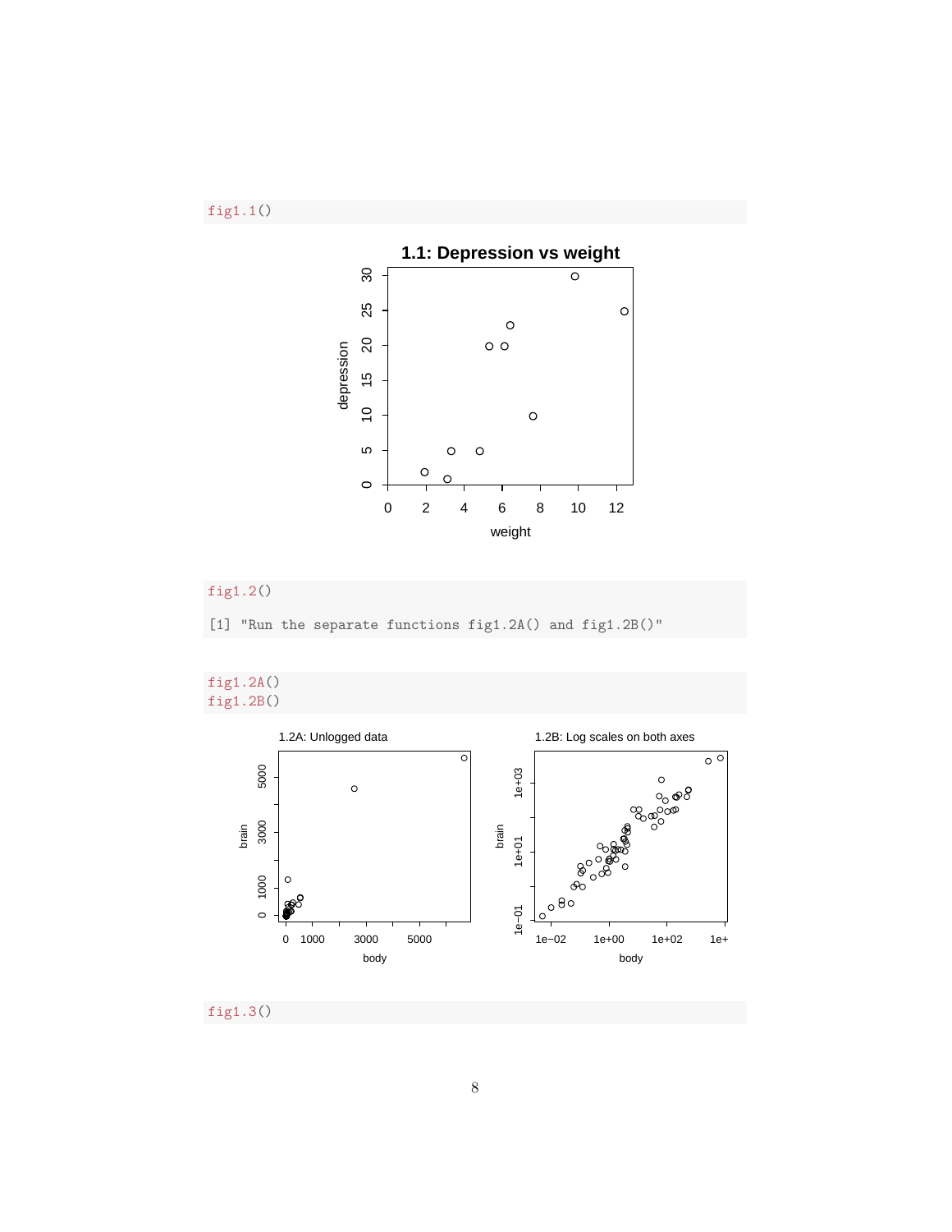```
fig1.1()
```

```
fig1.2()
```

```
[1] "Run the separate functions fig1.2A() and fig1.2B()"
```

```
fig1.2A()
fig1.2B()
```

```
fig1.3()
```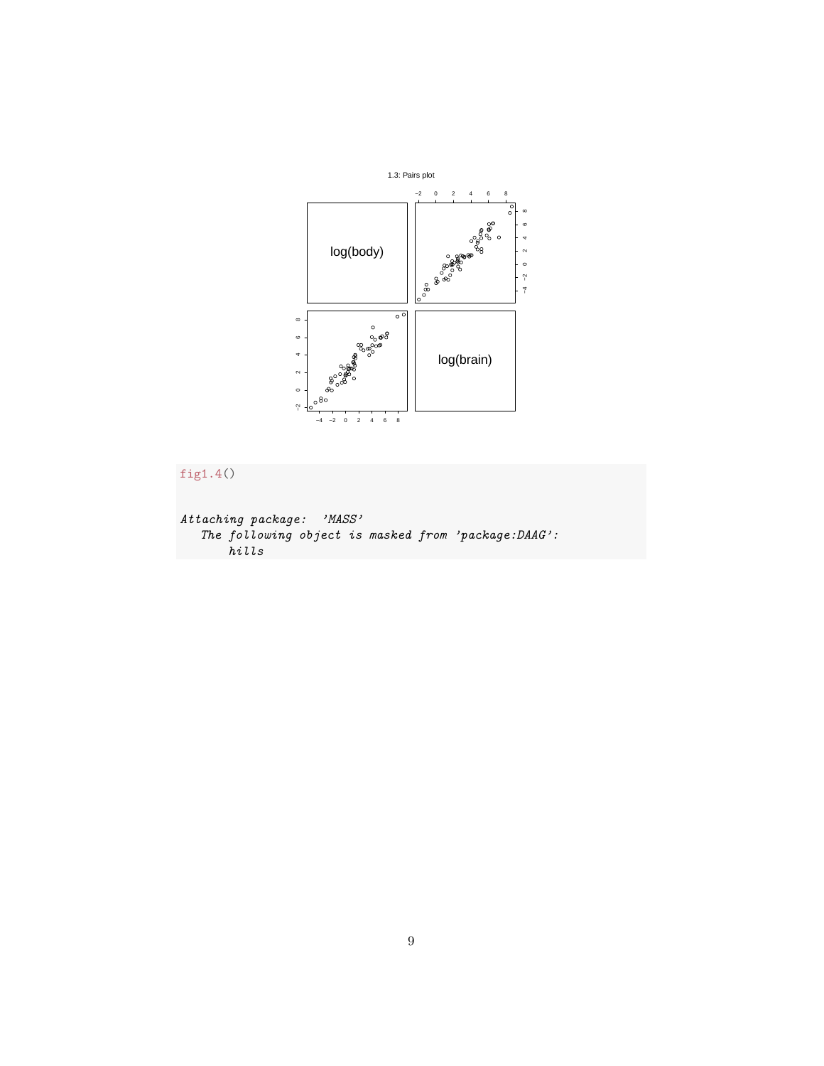```
fig1.4()


Attaching package:  'MASS'
   The following object is masked from 'package:DAAG':
       hills
```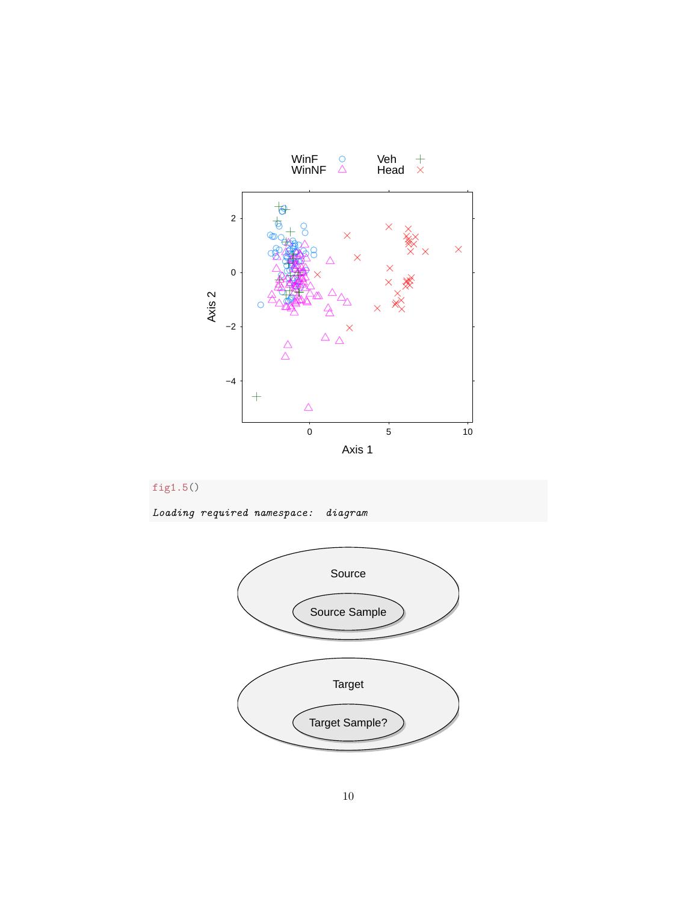```
fig1.5()
```

*Loading required namespace: diagram*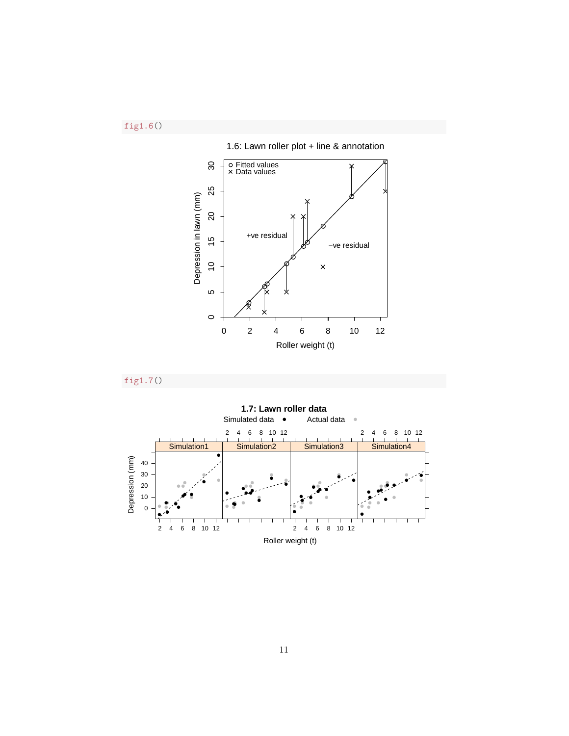```
fig1.6()
```

```
fig1.7()
```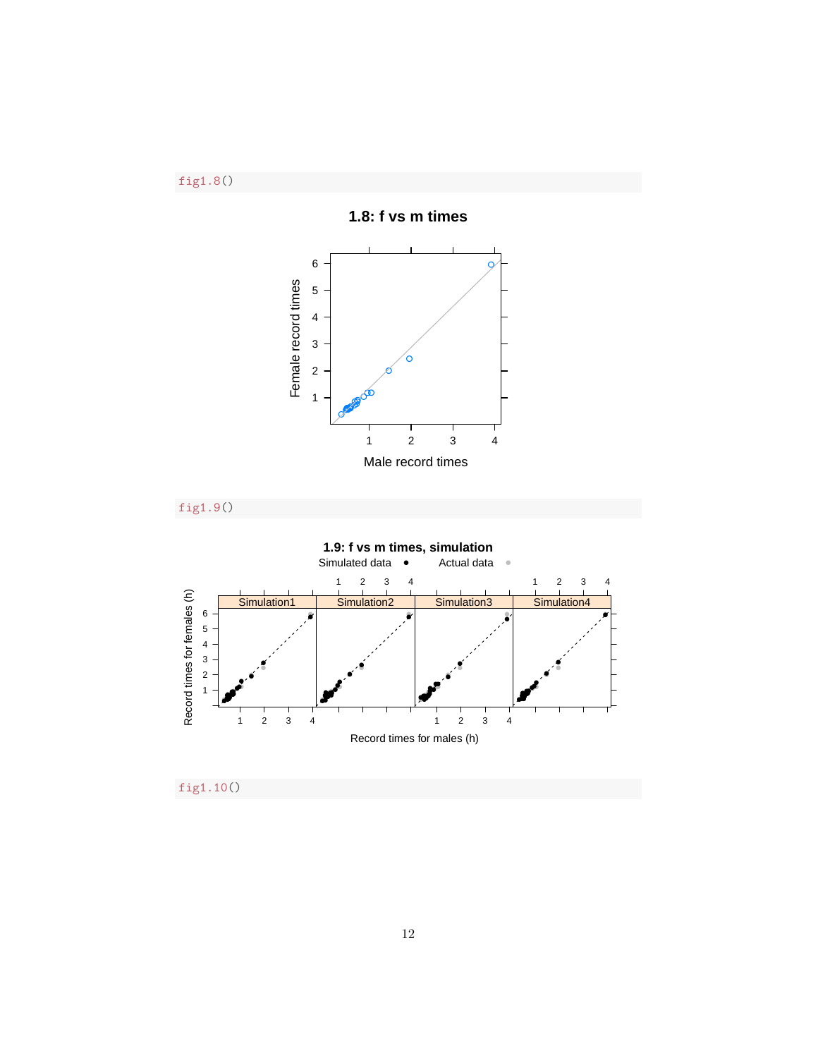```
fig1.8()
```

```
fig1.9()
```

```
fig1.10()
```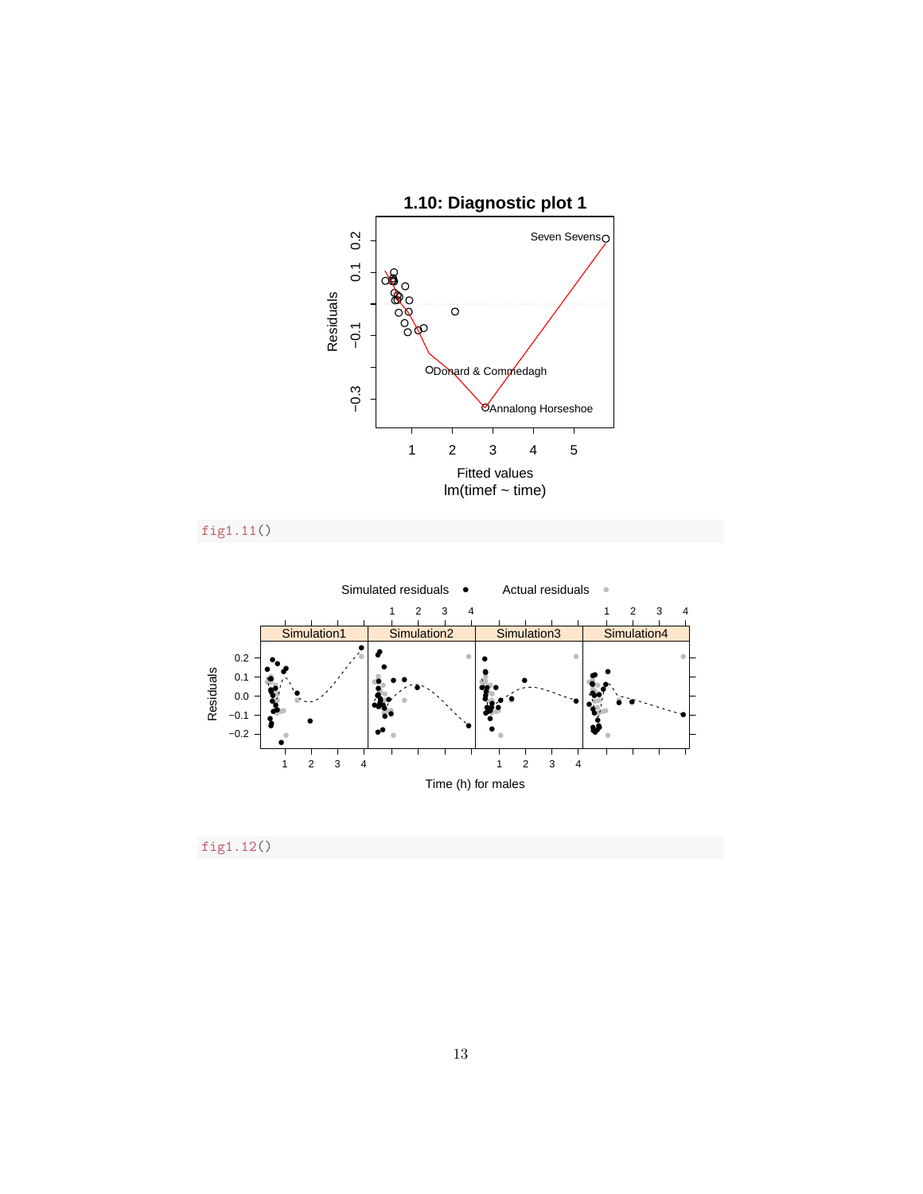```
fig1.11()
```

```
fig1.12()
```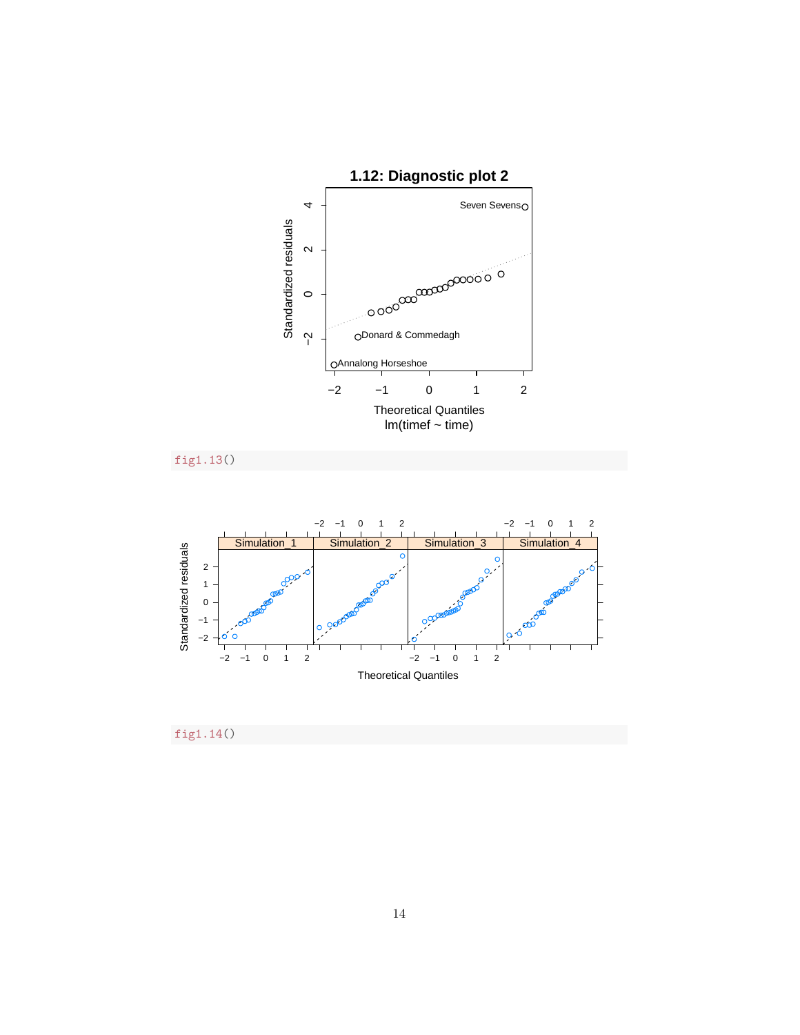```
fig1.13()
```

```
fig1.14()
```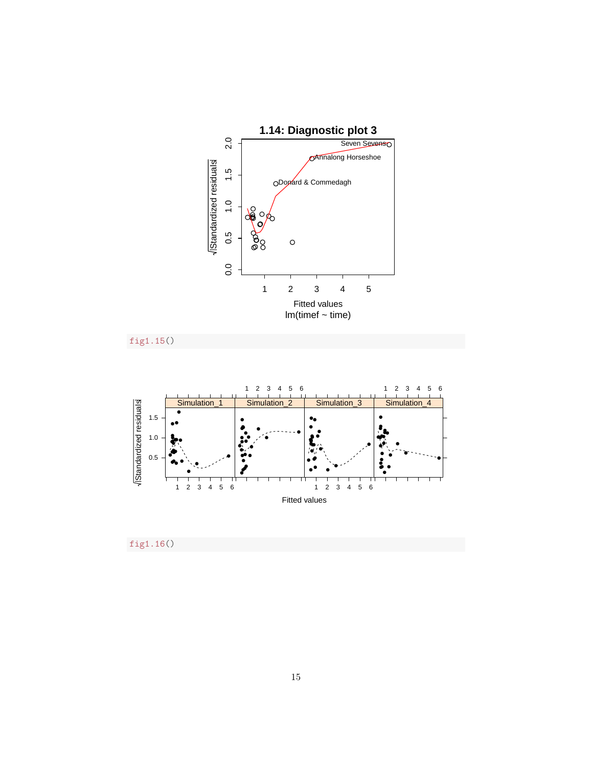```
fig1.15()
```

```
fig1.16()
```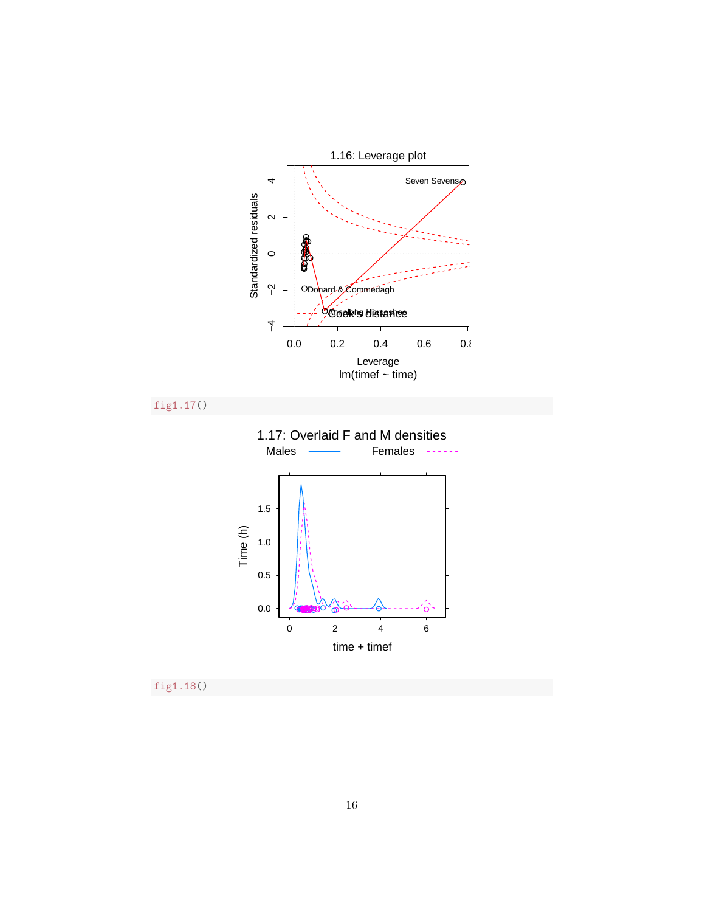```
fig1.17()
```

```
fig1.18()
```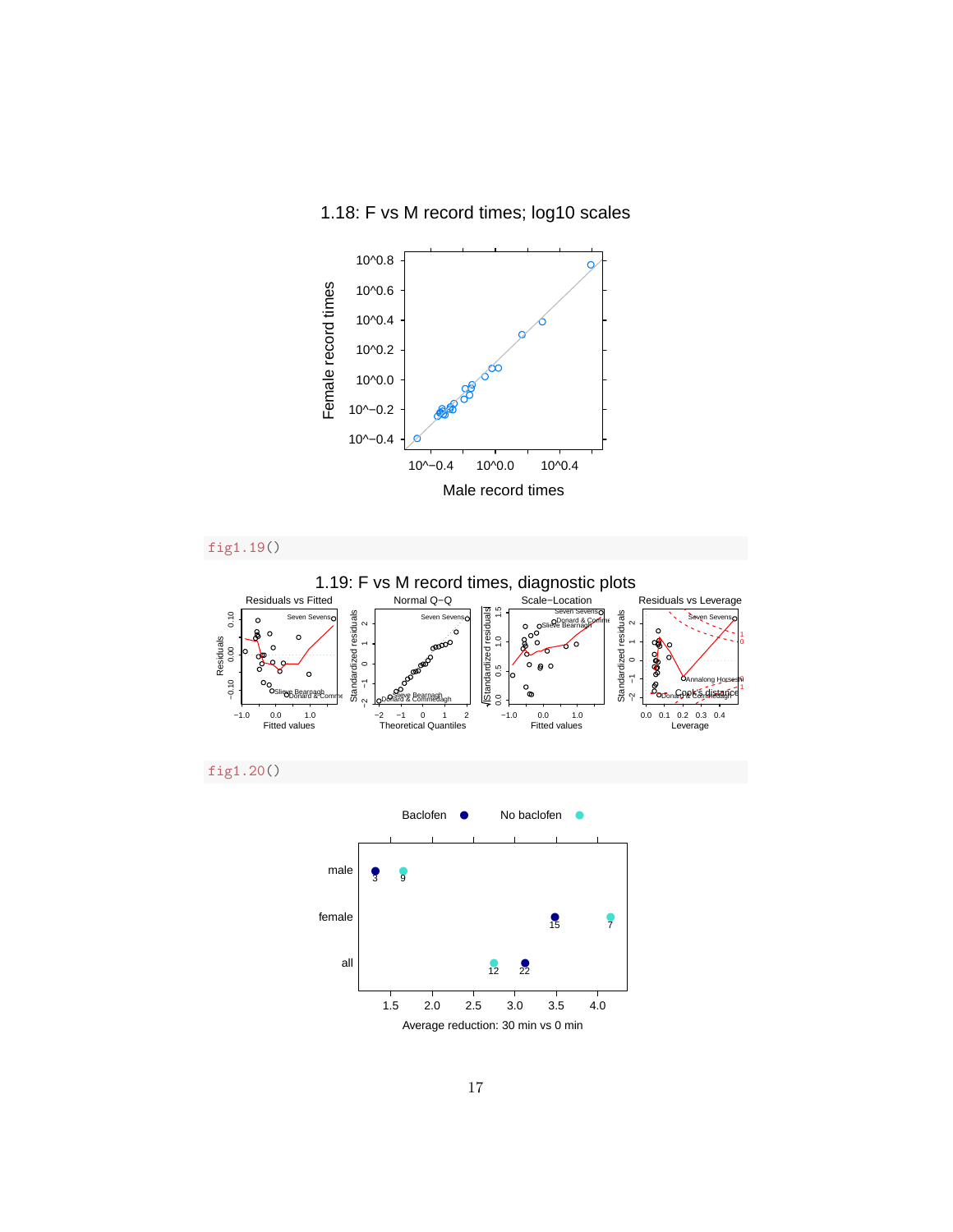1.18: F vs M record times; log10 scales

Female record times

10^0.8
10^0.6
10^0.4
10^0.2
10^0.0
10^−0.2
10^−0.4

10^−0.4
10^0.0
10^0.4

Male record times

```
fig1.19()
```

1.19: F vs M record times, diagnostic plots

Residuals vs Fitted

Residuals

0.10
0.00
−0.10

−1.0
0.0
1.0

Fitted values

Seven Sevens
Slieve Bearnagh
Donard & Commedagh

Normal Q−Q

Standardized residuals

2
1
0
−1
−2

−2
−1
0
1
2

Theoretical Quantiles

Seven Sevens
Slieve Bearnagh
Donard & Commedagh

Scale−Location

√|Standardized residuals|

1.5
1.0
0.5
0.0

−1.0
0.0
1.0

Fitted values

Seven Sevens
Donard & Commedagh
Slieve Bearnagh

Residuals vs Leverage

Standardized residuals

2
1
0
−1
−2

0.0
0.1
0.2
0.3
0.4

Leverage

Seven Sevens
Annalong Horseshoe
Cook's distance
Donard & Commedagh

```
fig1.20()
```

Baclofen
No baclofen

male
female
all

3
9
15
7
12
22

1.5
2.0
2.5
3.0
3.5
4.0

Average reduction: 30 min vs 0 min